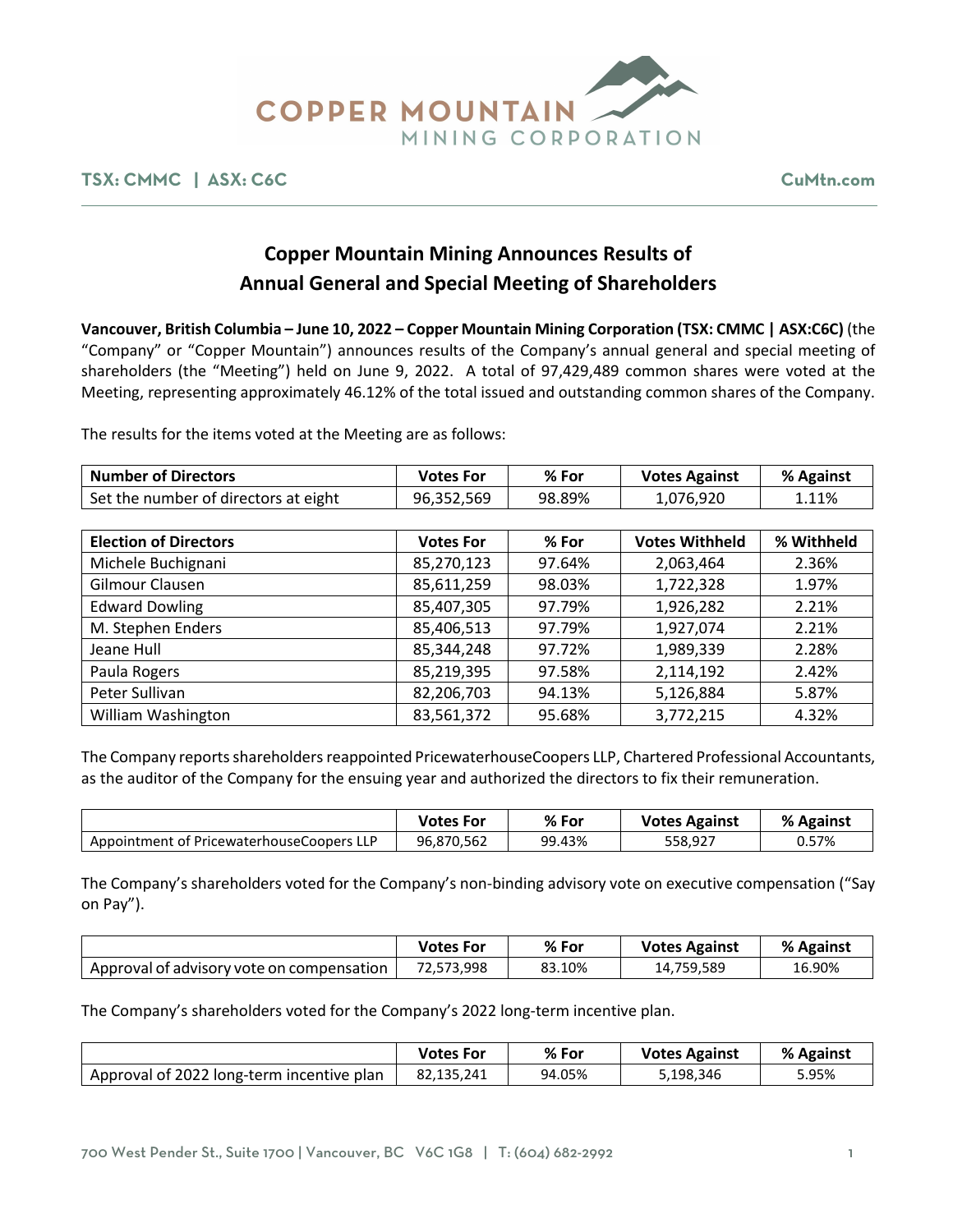# Copper Mountain Mining Announces Results of Annual General and Special Meeting of Shareholders

**Vancouver, British Columbia – June 10, 2022 – Copper Mountain Mining Corporation (TSX: CMMC | ASX:C6C)** (the "Company" or "Copper Mountain") announces results of the Company's annual general and special meeting of shareholders (the "Meeting") held on June 9, 2022. A total of 97,429,489 common shares were voted at the Meeting, representing approximately 46.12% of the total issued and outstanding common shares of the Company.

The results for the items voted at the Meeting are as follows:

| Number of Directors | Votes For | % For | Votes Against | % Against |
|---|---|---|---|---|
| Set the number of directors at eight | 96,352,569 | 98.89% | 1,076,920 | 1.11% |

| Election of Directors | Votes For | % For | Votes Withheld | % Withheld |
|---|---|---|---|---|
| Michele Buchignani | 85,270,123 | 97.64% | 2,063,464 | 2.36% |
| Gilmour Clausen | 85,611,259 | 98.03% | 1,722,328 | 1.97% |
| Edward Dowling | 85,407,305 | 97.79% | 1,926,282 | 2.21% |
| M. Stephen Enders | 85,406,513 | 97.79% | 1,927,074 | 2.21% |
| Jeane Hull | 85,344,248 | 97.72% | 1,989,339 | 2.28% |
| Paula Rogers | 85,219,395 | 97.58% | 2,114,192 | 2.42% |
| Peter Sullivan | 82,206,703 | 94.13% | 5,126,884 | 5.87% |
| William Washington | 83,561,372 | 95.68% | 3,772,215 | 4.32% |

The Company reports shareholders reappointed PricewaterhouseCoopers LLP, Chartered Professional Accountants, as the auditor of the Company for the ensuing year and authorized the directors to fix their remuneration.

| | Votes For | % For | Votes Against | % Against |
|---|---|---|---|---|
| Appointment of PricewaterhouseCoopers LLP | 96,870,562 | 99.43% | 558,927 | 0.57% |

The Company's shareholders voted for the Company's non-binding advisory vote on executive compensation ("Say on Pay").

| | Votes For | % For | Votes Against | % Against |
|---|---|---|---|---|
| Approval of advisory vote on compensation | 72,573,998 | 83.10% | 14,759,589 | 16.90% |

The Company's shareholders voted for the Company's 2022 long-term incentive plan.

| | Votes For | % For | Votes Against | % Against |
|---|---|---|---|---|
| Approval of 2022 long-term incentive plan | 82,135,241 | 94.05% | 5,198,346 | 5.95% |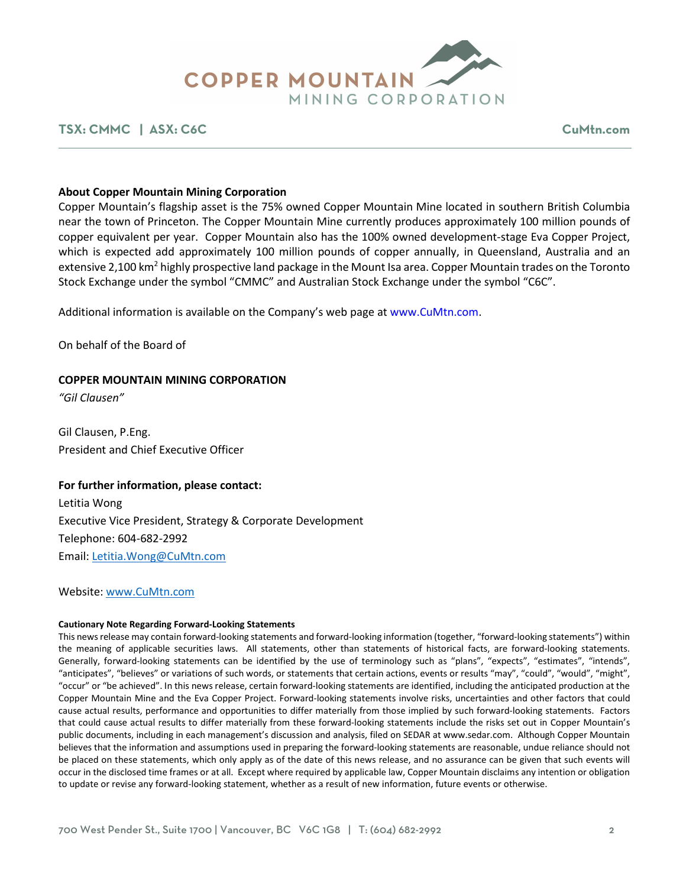**About Copper Mountain Mining Corporation**

Copper Mountain's flagship asset is the 75% owned Copper Mountain Mine located in southern British Columbia near the town of Princeton. The Copper Mountain Mine currently produces approximately 100 million pounds of copper equivalent per year. Copper Mountain also has the 100% owned development-stage Eva Copper Project, which is expected add approximately 100 million pounds of copper annually, in Queensland, Australia and an extensive 2,100 km$^2$ highly prospective land package in the Mount Isa area. Copper Mountain trades on the Toronto Stock Exchange under the symbol "CMMC" and Australian Stock Exchange under the symbol "C6C".

Additional information is available on the Company's web page at www.CuMtn.com.

On behalf of the Board of

**COPPER MOUNTAIN MINING CORPORATION**

*"Gil Clausen"*

Gil Clausen, P.Eng.
President and Chief Executive Officer

**For further information, please contact:**

Letitia Wong
Executive Vice President, Strategy & Corporate Development
Telephone: 604-682-2992
Email: Letitia.Wong@CuMtn.com

Website: www.CuMtn.com

**Cautionary Note Regarding Forward-Looking Statements**

This news release may contain forward-looking statements and forward-looking information (together, "forward-looking statements") within the meaning of applicable securities laws. All statements, other than statements of historical facts, are forward-looking statements. Generally, forward-looking statements can be identified by the use of terminology such as "plans", "expects", "estimates", "intends", "anticipates", "believes" or variations of such words, or statements that certain actions, events or results "may", "could", "would", "might", "occur" or "be achieved". In this news release, certain forward-looking statements are identified, including the anticipated production at the Copper Mountain Mine and the Eva Copper Project. Forward-looking statements involve risks, uncertainties and other factors that could cause actual results, performance and opportunities to differ materially from those implied by such forward-looking statements. Factors that could cause actual results to differ materially from these forward-looking statements include the risks set out in Copper Mountain's public documents, including in each management's discussion and analysis, filed on SEDAR at www.sedar.com. Although Copper Mountain believes that the information and assumptions used in preparing the forward-looking statements are reasonable, undue reliance should not be placed on these statements, which only apply as of the date of this news release, and no assurance can be given that such events will occur in the disclosed time frames or at all. Except where required by applicable law, Copper Mountain disclaims any intention or obligation to update or revise any forward-looking statement, whether as a result of new information, future events or otherwise.